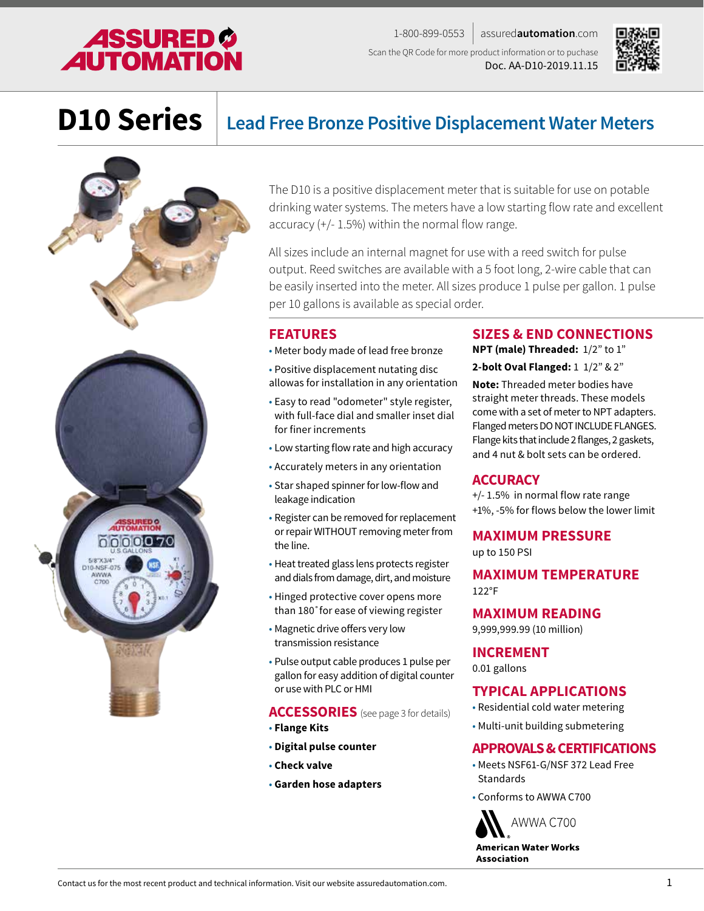1-800-899-0553 | assuredautomation.com

Scan the QR Code for more product information or to puchase

Doc. AA-D10-2019.11.15

# D10 Series

## Lead Free Bronze Positive Displacement Water Meters

The D10 is a positive displacement meter that is suitable for use on potable drinking water systems. The meters have a low starting flow rate and excellent accuracy (+/- 1.5%) within the normal flow range.

All sizes include an internal magnet for use with a reed switch for pulse output. Reed switches are available with a 5 foot long, 2-wire cable that can be easily inserted into the meter. All sizes produce 1 pulse per gallon. 1 pulse per 10 gallons is available as special order.

### FEATURES

- Meter body made of lead free bronze
- Positive displacement nutating disc allowas for installation in any orientation
- Easy to read "odometer" style register, with full-face dial and smaller inset dial for finer increments
- Low starting flow rate and high accuracy
- Accurately meters in any orientation
- Star shaped spinner for low-flow and leakage indication
- Register can be removed for replacement or repair WITHOUT removing meter from the line.
- Heat treated glass lens protects register and dials from damage, dirt, and moisture
- Hinged protective cover opens more than 180˚ for ease of viewing register
- Magnetic drive offers very low transmission resistance
- Pulse output cable produces 1 pulse per gallon for easy addition of digital counter or use with PLC or HMI

### ACCESSORIES (see page 3 for details)

- **Flange Kits**
- **Digital pulse counter**
- **Check valve**
- **Garden hose adapters**

### SIZES & END CONNECTIONS

**NPT (male) Threaded:** 1/2" to 1"

**2-bolt Oval Flanged:** 1 1/2" & 2"

**Note:** Threaded meter bodies have straight meter threads. These models come with a set of meter to NPT adapters. Flanged meters DO NOT INCLUDE FLANGES. Flange kits that include 2 flanges, 2 gaskets, and 4 nut & bolt sets can be ordered.

### ACCURACY

+/- 1.5% in normal flow rate range

+1%, -5% for flows below the lower limit

### MAXIMUM PRESSURE

up to 150 PSI

### MAXIMUM TEMPERATURE

122°F

### MAXIMUM READING

9,999,999.99 (10 million)

### INCREMENT

0.01 gallons

### TYPICAL APPLICATIONS

- Residential cold water metering
- Multi-unit building submetering

### APPROVALS & CERTIFICATIONS

- Meets NSF61-G/NSF 372 Lead Free Standards
- Conforms to AWWA C700

AWWA C700

American Water Works Association

Contact us for the most recent product and technical information. Visit our website assuredautomation.com.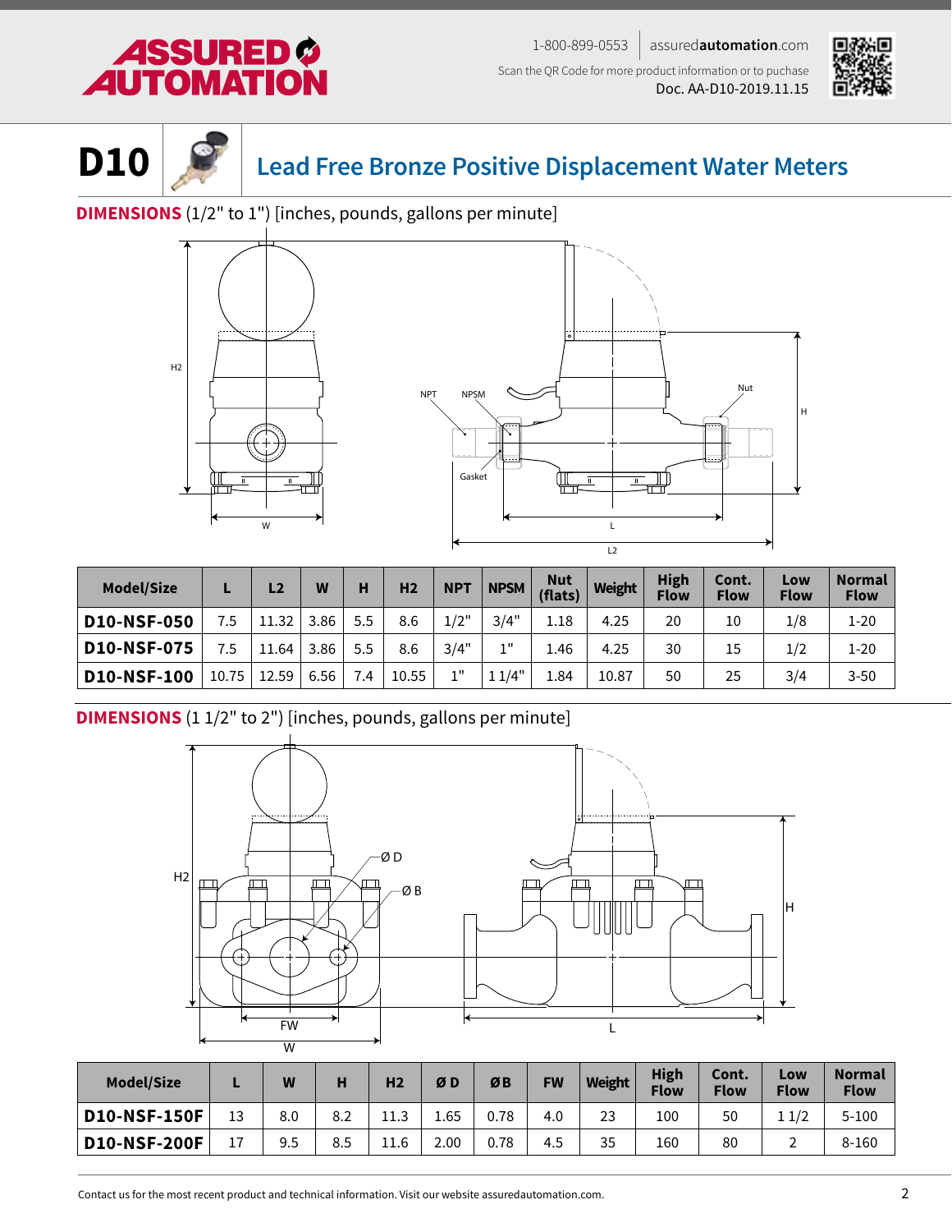# D10 Lead Free Bronze Positive Displacement Water Meters

**DIMENSIONS** (1/2" to 1") [inches, pounds, gallons per minute]

| Model/Size | L | L2 | W | H | H2 | NPT | NPSM | Nut (flats) | Weight | High Flow | Cont. Flow | Low Flow | Normal Flow |
|---|---|---|---|---|---|---|---|---|---|---|---|---|---|
| **D10-NSF-050** | 7.5 | 11.32 | 3.86 | 5.5 | 8.6 | 1/2" | 3/4" | 1.18 | 4.25 | 20 | 10 | 1/8 | 1-20 |
| **D10-NSF-075** | 7.5 | 11.64 | 3.86 | 5.5 | 8.6 | 3/4" | 1" | 1.46 | 4.25 | 30 | 15 | 1/2 | 1-20 |
| **D10-NSF-100** | 10.75 | 12.59 | 6.56 | 7.4 | 10.55 | 1" | 1 1/4" | 1.84 | 10.87 | 50 | 25 | 3/4 | 3-50 |

**DIMENSIONS** (1 1/2" to 2") [inches, pounds, gallons per minute]

| Model/Size | L | W | H | H2 | Ø D | Ø B | FW | Weight | High Flow | Cont. Flow | Low Flow | Normal Flow |
|---|---|---|---|---|---|---|---|---|---|---|---|---|
| **D10-NSF-150F** | 13 | 8.0 | 8.2 | 11.3 | 1.65 | 0.78 | 4.0 | 23 | 100 | 50 | 1 1/2 | 5-100 |
| **D10-NSF-200F** | 17 | 9.5 | 8.5 | 11.6 | 2.00 | 0.78 | 4.5 | 35 | 160 | 80 | 2 | 8-160 |

Contact us for the most recent product and technical information. Visit our website assuredautomation.com.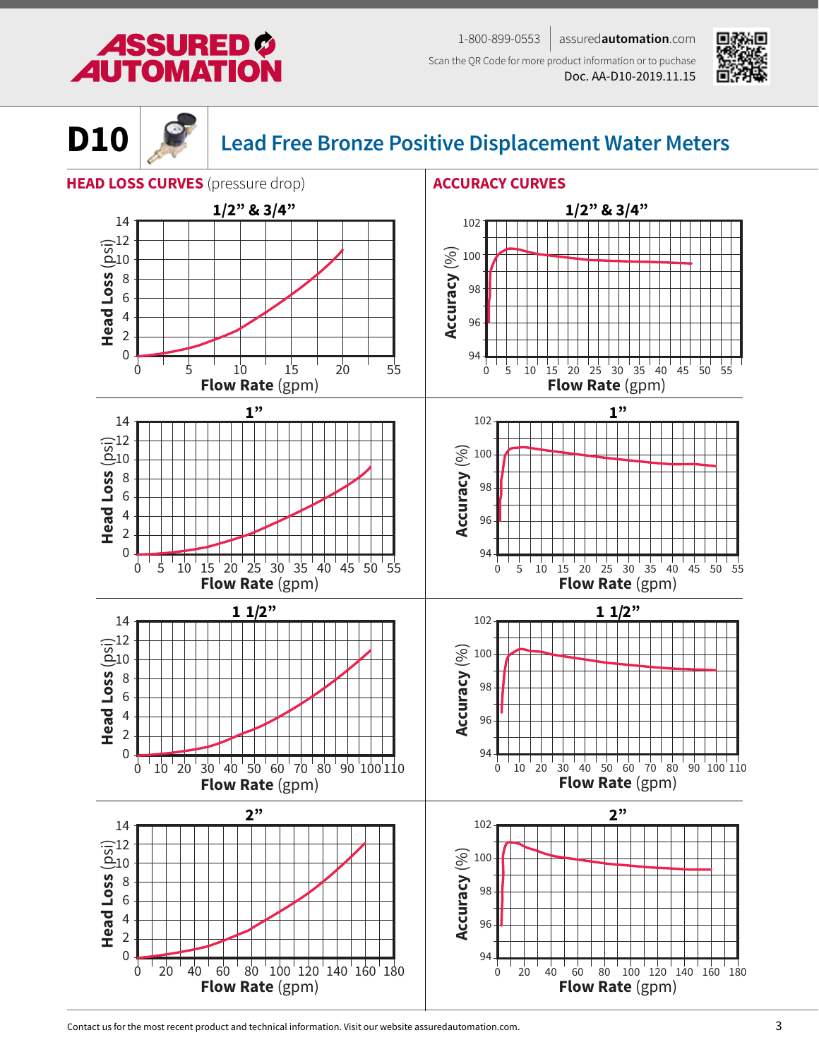# D10 Lead Free Bronze Positive Displacement Water Meters

## HEAD LOSS CURVES (pressure drop)

### 1/2" & 3/4"

Head Loss (psi) vs. Flow Rate (gpm)

### 1"

Head Loss (psi) vs. Flow Rate (gpm)

### 1 1/2"

Head Loss (psi) vs. Flow Rate (gpm)

### 2"

Head Loss (psi) vs. Flow Rate (gpm)

## ACCURACY CURVES

### 1/2" & 3/4"

Accuracy (%) vs. Flow Rate (gpm)

### 1"

Accuracy (%) vs. Flow Rate (gpm)

### 1 1/2"

Accuracy (%) vs. Flow Rate (gpm)

### 2"

Accuracy (%) vs. Flow Rate (gpm)

Contact us for the most recent product and technical information. Visit our website assuredautomation.com.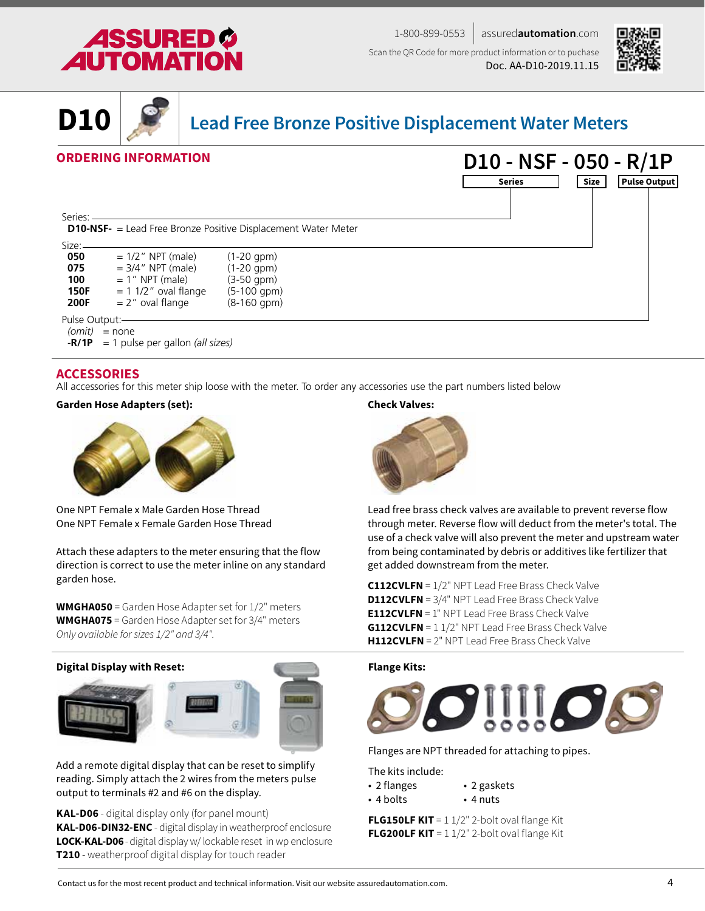# D10 Lead Free Bronze Positive Displacement Water Meters

## ORDERING INFORMATION

**D10 - NSF - 050 - R/1P**

Series | Size | Pulse Output

Series:
**D10-NSF-** = Lead Free Bronze Positive Displacement Water Meter

Size:

| | | |
|---|---|---|
| **050** | = 1/2" NPT (male) | (1-20 gpm) |
| **075** | = 3/4" NPT (male) | (1-20 gpm) |
| **100** | = 1" NPT (male) | (3-50 gpm) |
| **150F** | = 1 1/2" oval flange | (5-100 gpm) |
| **200F** | = 2" oval flange | (8-160 gpm) |

Pulse Output:
*(omit)* = none
**-R/1P** = 1 pulse per gallon *(all sizes)*

## ACCESSORIES

All accessories for this meter ship loose with the meter. To order any accessories use the part numbers listed below

### Garden Hose Adapters (set):

One NPT Female x Male Garden Hose Thread
One NPT Female x Female Garden Hose Thread

Attach these adapters to the meter ensuring that the flow direction is correct to use the meter inline on any standard garden hose.

**WMGHA050** = Garden Hose Adapter set for 1/2" meters
**WMGHA075** = Garden Hose Adapter set for 3/4" meters
*Only available for sizes 1/2" and 3/4".*

### Check Valves:

Lead free brass check valves are available to prevent reverse flow through meter. Reverse flow will deduct from the meter's total. The use of a check valve will also prevent the meter and upstream water from being contaminated by debris or additives like fertilizer that get added downstream from the meter.

**C112CVLFN** = 1/2" NPT Lead Free Brass Check Valve
**D112CVLFN** = 3/4" NPT Lead Free Brass Check Valve
**E112CVLFN** = 1" NPT Lead Free Brass Check Valve
**G112CVLFN** = 1 1/2" NPT Lead Free Brass Check Valve
**H112CVLFN** = 2" NPT Lead Free Brass Check Valve

### Digital Display with Reset:

Add a remote digital display that can be reset to simplify reading. Simply attach the 2 wires from the meters pulse output to terminals #2 and #6 on the display.

**KAL-D06** - digital display only (for panel mount)
**KAL-D06-DIN32-ENC** - digital display in weatherproof enclosure
**LOCK-KAL-D06** - digital display w/ lockable reset in wp enclosure
**T210** - weatherproof digital display for touch reader

### Flange Kits:

Flanges are NPT threaded for attaching to pipes.

The kits include:
- 2 flanges
- 4 bolts
- 2 gaskets
- 4 nuts

**FLG150LF KIT** = 1 1/2" 2-bolt oval flange Kit
**FLG200LF KIT** = 1 1/2" 2-bolt oval flange Kit

Contact us for the most recent product and technical information. Visit our website assuredautomation.com.